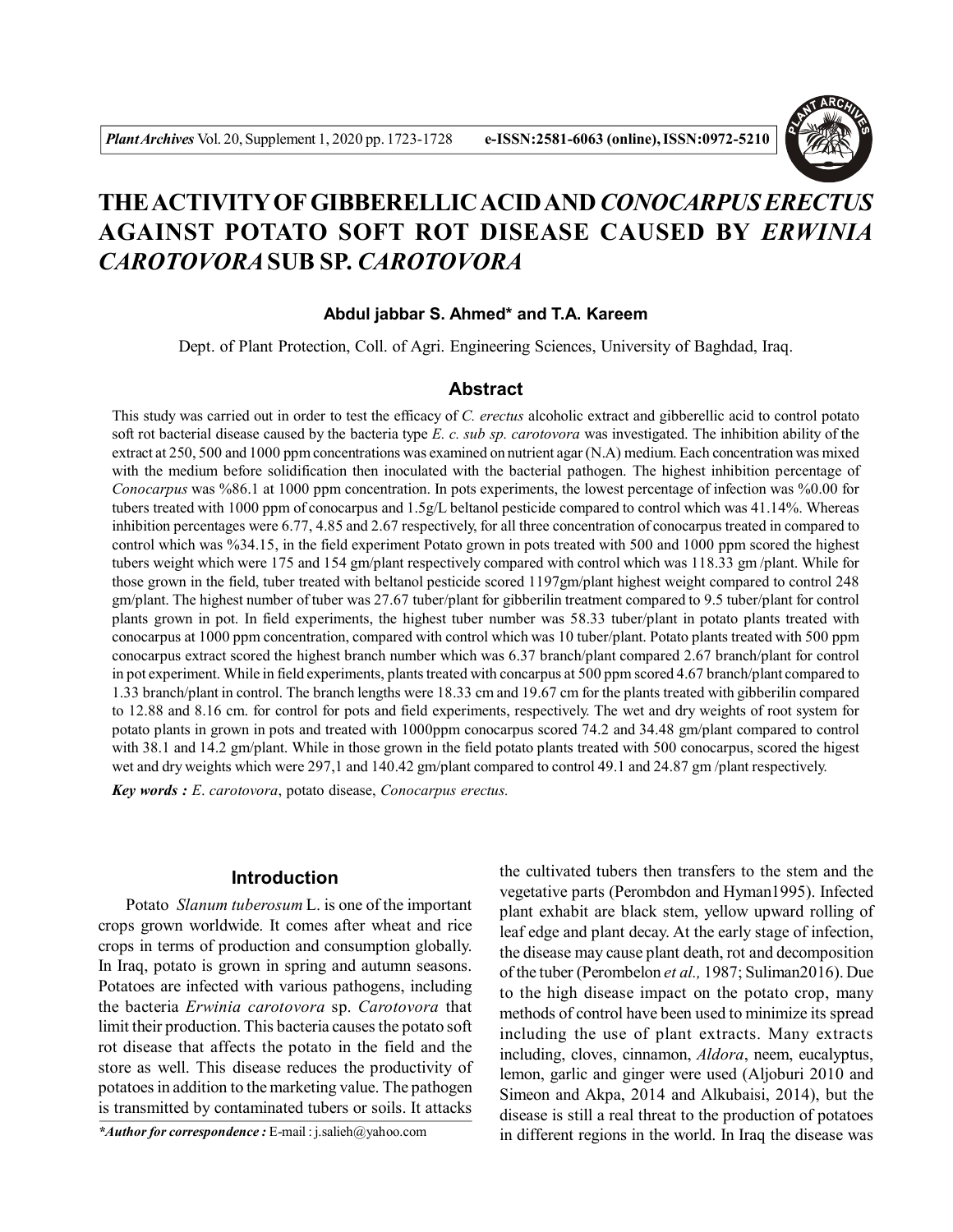# THE ACTIVITY OF GIBBERELLIC ACID AND *CONOCARPUS ERECTUS* AGAINST POTATO SOFT ROT DISEASE CAUSED BY *ERWINIA CAROTOVORA* SUB SP. *CAROTOVORA*

**Abdul jabbar S. Ahmed\* and T.A. Kareem**

Dept. of Plant Protection, Coll. of Agri. Engineering Sciences, University of Baghdad, Iraq.

## Abstract

This study was carried out in order to test the efficacy of *C. erectus* alcoholic extract and gibberellic acid to control potato soft rot bacterial disease caused by the bacteria type *E. c. sub sp. carotovora* was investigated. The inhibition ability of the extract at 250, 500 and 1000 ppm concentrations was examined on nutrient agar (N.A) medium. Each concentration was mixed with the medium before solidification then inoculated with the bacterial pathogen. The highest inhibition percentage of *Conocarpus* was %86.1 at 1000 ppm concentration. In pots experiments, the lowest percentage of infection was %0.00 for tubers treated with 1000 ppm of conocarpus and 1.5g/L beltanol pesticide compared to control which was 41.14%. Whereas inhibition percentages were 6.77, 4.85 and 2.67 respectively, for all three concentration of conocarpus treated in compared to control which was %34.15, in the field experiment Potato grown in pots treated with 500 and 1000 ppm scored the highest tubers weight which were 175 and 154 gm/plant respectively compared with control which was 118.33 gm /plant. While for those grown in the field, tuber treated with beltanol pesticide scored 1197gm/plant highest weight compared to control 248 gm/plant. The highest number of tuber was 27.67 tuber/plant for gibberilin treatment compared to 9.5 tuber/plant for control plants grown in pot. In field experiments, the highest tuber number was 58.33 tuber/plant in potato plants treated with conocarpus at 1000 ppm concentration, compared with control which was 10 tuber/plant. Potato plants treated with 500 ppm conocarpus extract scored the highest branch number which was 6.37 branch/plant compared 2.67 branch/plant for control in pot experiment. While in field experiments, plants treated with concarpus at 500 ppm scored 4.67 branch/plant compared to 1.33 branch/plant in control. The branch lengths were 18.33 cm and 19.67 cm for the plants treated with gibberilin compared to 12.88 and 8.16 cm. for control for pots and field experiments, respectively. The wet and dry weights of root system for potato plants in grown in pots and treated with 1000ppm conocarpus scored 74.2 and 34.48 gm/plant compared to control with 38.1 and 14.2 gm/plant. While in those grown in the field potato plants treated with 500 conocarpus, scored the higest wet and dry weights which were 297,1 and 140.42 gm/plant compared to control 49.1 and 24.87 gm /plant respectively.

***Key words :*** *E. carotovora*, potato disease, *Conocarpus erectus.*

## Introduction

Potato *Slanum tuberosum* L. is one of the important crops grown worldwide. It comes after wheat and rice crops in terms of production and consumption globally. In Iraq, potato is grown in spring and autumn seasons. Potatoes are infected with various pathogens, including the bacteria *Erwinia carotovora* sp. *Carotovora* that limit their production. This bacteria causes the potato soft rot disease that affects the potato in the field and the store as well. This disease reduces the productivity of potatoes in addition to the marketing value. The pathogen is transmitted by contaminated tubers or soils. It attacks the cultivated tubers then transfers to the stem and the vegetative parts (Perombdon and Hyman1995). Infected plant exhibit are black stem, yellow upward rolling of leaf edge and plant decay. At the early stage of infection, the disease may cause plant death, rot and decomposition of the tuber (Perombelon *et al.,* 1987; Suliman2016). Due to the high disease impact on the potato crop, many methods of control have been used to minimize its spread including the use of plant extracts. Many extracts including, cloves, cinnamon, *Aldora*, neem, eucalyptus, lemon, garlic and ginger were used (Aljoburi 2010 and Simeon and Akpa, 2014 and Alkubaisi, 2014), but the disease is still a real threat to the production of potatoes in different regions in the world. In Iraq the disease was

***\*Author for correspondence :*** E-mail : j.salieh@yahoo.com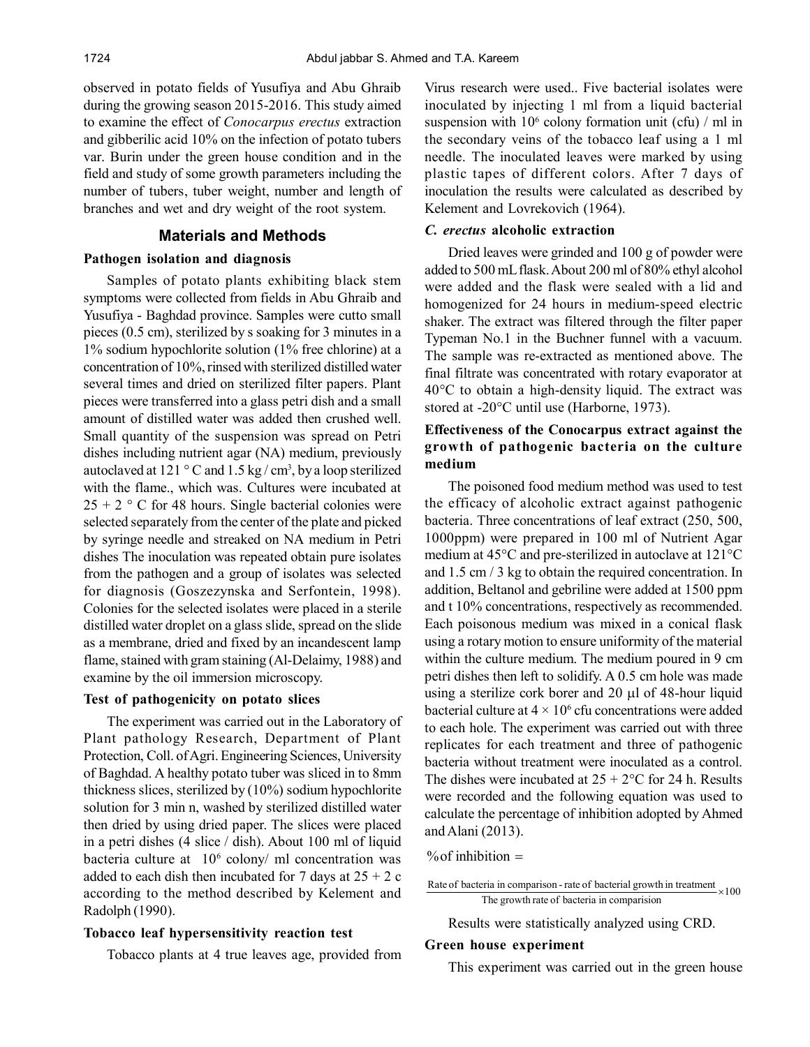observed in potato fields of Yusufiya and Abu Ghraib during the growing season 2015-2016. This study aimed to examine the effect of *Conocarpus erectus* extraction and gibberilic acid 10% on the infection of potato tubers var. Burin under the green house condition and in the field and study of some growth parameters including the number of tubers, tuber weight, number and length of branches and wet and dry weight of the root system.

## Materials and Methods

### Pathogen isolation and diagnosis

Samples of potato plants exhibiting black stem symptoms were collected from fields in Abu Ghraib and Yusufiya - Baghdad province. Samples were cutto small pieces (0.5 cm), sterilized by s soaking for 3 minutes in a 1% sodium hypochlorite solution (1% free chlorine) at a concentration of 10%, rinsed with sterilized distilled water several times and dried on sterilized filter papers. Plant pieces were transferred into a glass petri dish and a small amount of distilled water was added then crushed well. Small quantity of the suspension was spread on Petri dishes including nutrient agar (NA) medium, previously autoclaved at 121 ° C and 1.5 kg / cm$^3$, by a loop sterilized with the flame., which was. Cultures were incubated at 25 + 2 ° C for 48 hours. Single bacterial colonies were selected separately from the center of the plate and picked by syringe needle and streaked on NA medium in Petri dishes The inoculation was repeated obtain pure isolates from the pathogen and a group of isolates was selected for diagnosis (Goszezynska and Serfontein, 1998). Colonies for the selected isolates were placed in a sterile distilled water droplet on a glass slide, spread on the slide as a membrane, dried and fixed by an incandescent lamp flame, stained with gram staining (Al-Delaimy, 1988) and examine by the oil immersion microscopy.

### Test of pathogenicity on potato slices

The experiment was carried out in the Laboratory of Plant pathology Research, Department of Plant Protection, Coll. of Agri. Engineering Sciences, University of Baghdad. A healthy potato tuber was sliced in to 8mm thickness slices, sterilized by (10%) sodium hypochlorite solution for 3 min n, washed by sterilized distilled water then dried by using dried paper. The slices were placed in a petri dishes (4 slice / dish). About 100 ml of liquid bacteria culture at $10^6$ colony/ ml concentration was added to each dish then incubated for 7 days at 25 + 2 c according to the method described by Kelement and Radolph (1990).

### Tobacco leaf hypersensitivity reaction test

Tobacco plants at 4 true leaves age, provided from Virus research were used.. Five bacterial isolates were inoculated by injecting 1 ml from a liquid bacterial suspension with $10^6$ colony formation unit (cfu) / ml in the secondary veins of the tobacco leaf using a 1 ml needle. The inoculated leaves were marked by using plastic tapes of different colors. After 7 days of inoculation the results were calculated as described by Kelement and Lovrekovich (1964).

### *C. erectus* alcoholic extraction

Dried leaves were grinded and 100 g of powder were added to 500 mL flask. About 200 ml of 80% ethyl alcohol were added and the flask were sealed with a lid and homogenized for 24 hours in medium-speed electric shaker. The extract was filtered through the filter paper Typeman No.1 in the Buchner funnel with a vacuum. The sample was re-extracted as mentioned above. The final filtrate was concentrated with rotary evaporator at 40°C to obtain a high-density liquid. The extract was stored at -20°C until use (Harborne, 1973).

### Effectiveness of the Conocarpus extract against the growth of pathogenic bacteria on the culture medium

The poisoned food medium method was used to test the efficacy of alcoholic extract against pathogenic bacteria. Three concentrations of leaf extract (250, 500, 1000ppm) were prepared in 100 ml of Nutrient Agar medium at 45°C and pre-sterilized in autoclave at 121°C and 1.5 cm / 3 kg to obtain the required concentration. In addition, Beltanol and gebriline were added at 1500 ppm and t 10% concentrations, respectively as recommended. Each poisonous medium was mixed in a conical flask using a rotary motion to ensure uniformity of the material within the culture medium. The medium poured in 9 cm petri dishes then left to solidify. A 0.5 cm hole was made using a sterilize cork borer and 20 µl of 48-hour liquid bacterial culture at $4 \times 10^6$ cfu concentrations were added to each hole. The experiment was carried out with three replicates for each treatment and three of pathogenic bacteria without treatment were inoculated as a control. The dishes were incubated at 25 + 2°C for 24 h. Results were recorded and the following equation was used to calculate the percentage of inhibition adopted by Ahmed and Alani (2013).

$$\%\text{of inhibition} = \frac{\text{Rate of bacteria in comparison - rate of bacterial growth in treatment}}{\text{The growth rate of bacteria in comparision}} \times 100$$

Results were statistically analyzed using CRD.

### Green house experiment

This experiment was carried out in the green house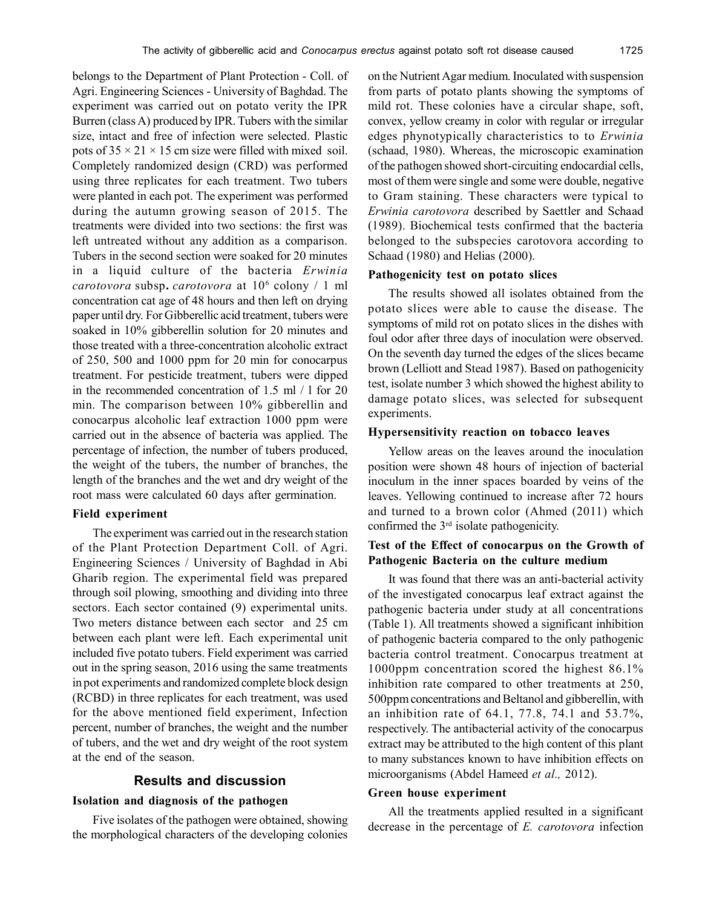belongs to the Department of Plant Protection - Coll. of Agri. Engineering Sciences - University of Baghdad. The experiment was carried out on potato verity the IPR Burren (class A) produced by IPR. Tubers with the similar size, intact and free of infection were selected. Plastic pots of $35 \times 21 \times 15$ cm size were filled with mixed soil. Completely randomized design (CRD) was performed using three replicates for each treatment. Two tubers were planted in each pot. The experiment was performed during the autumn growing season of 2015. The treatments were divided into two sections: the first was left untreated without any addition as a comparison. Tubers in the second section were soaked for 20 minutes in a liquid culture of the bacteria *Erwinia carotovora* subsp**.** *carotovora* at $10^6$ colony / 1 ml concentration cat age of 48 hours and then left on drying paper until dry. For Gibberellic acid treatment, tubers were soaked in 10% gibberellin solution for 20 minutes and those treated with a three-concentration alcoholic extract of 250, 500 and 1000 ppm for 20 min for conocarpus treatment. For pesticide treatment, tubers were dipped in the recommended concentration of 1.5 ml / l for 20 min. The comparison between 10% gibberellin and conocarpus alcoholic leaf extraction 1000 ppm were carried out in the absence of bacteria was applied. The percentage of infection, the number of tubers produced, the weight of the tubers, the number of branches, the length of the branches and the wet and dry weight of the root mass were calculated 60 days after germination.

### Field experiment

The experiment was carried out in the research station of the Plant Protection Department Coll. of Agri. Engineering Sciences / University of Baghdad in Abi Gharib region. The experimental field was prepared through soil plowing, smoothing and dividing into three sectors. Each sector contained (9) experimental units. Two meters distance between each sector and 25 cm between each plant were left. Each experimental unit included five potato tubers. Field experiment was carried out in the spring season, 2016 using the same treatments in pot experiments and randomized complete block design (RCBD) in three replicates for each treatment, was used for the above mentioned field experiment, Infection percent, number of branches, the weight and the number of tubers, and the wet and dry weight of the root system at the end of the season.

## Results and discussion

### Isolation and diagnosis of the pathogen

Five isolates of the pathogen were obtained, showing the morphological characters of the developing colonies on the Nutrient Agar medium. Inoculated with suspension from parts of potato plants showing the symptoms of mild rot. These colonies have a circular shape, soft, convex, yellow creamy in color with regular or irregular edges phynotypically characteristics to to *Erwinia* (schaad, 1980). Whereas, the microscopic examination of the pathogen showed short-circuiting endocardial cells, most of them were single and some were double, negative to Gram staining. These characters were typical to *Erwinia carotovora* described by Saettler and Schaad (1989). Biochemical tests confirmed that the bacteria belonged to the subspecies carotovora according to Schaad (1980) and Helias (2000).

### Pathogenicity test on potato slices

The results showed all isolates obtained from the potato slices were able to cause the disease. The symptoms of mild rot on potato slices in the dishes with foul odor after three days of inoculation were observed. On the seventh day turned the edges of the slices became brown (Lelliott and Stead 1987). Based on pathogenicity test, isolate number 3 which showed the highest ability to damage potato slices, was selected for subsequent experiments.

### Hypersensitivity reaction on tobacco leaves

Yellow areas on the leaves around the inoculation position were shown 48 hours of injection of bacterial inoculum in the inner spaces boarded by veins of the leaves. Yellowing continued to increase after 72 hours and turned to a brown color (Ahmed (2011) which confirmed the 3rd isolate pathogenicity.

### Test of the Effect of conocarpus on the Growth of Pathogenic Bacteria on the culture medium

It was found that there was an anti-bacterial activity of the investigated conocarpus leaf extract against the pathogenic bacteria under study at all concentrations (Table 1). All treatments showed a significant inhibition of pathogenic bacteria compared to the only pathogenic bacteria control treatment. Conocarpus treatment at 1000ppm concentration scored the highest 86.1% inhibition rate compared to other treatments at 250, 500ppm concentrations and Beltanol and gibberellin, with an inhibition rate of 64.1, 77.8, 74.1 and 53.7%, respectively. The antibacterial activity of the conocarpus extract may be attributed to the high content of this plant to many substances known to have inhibition effects on microorganisms (Abdel Hameed *et al.,* 2012).

### Green house experiment

All the treatments applied resulted in a significant decrease in the percentage of *E. carotovora* infection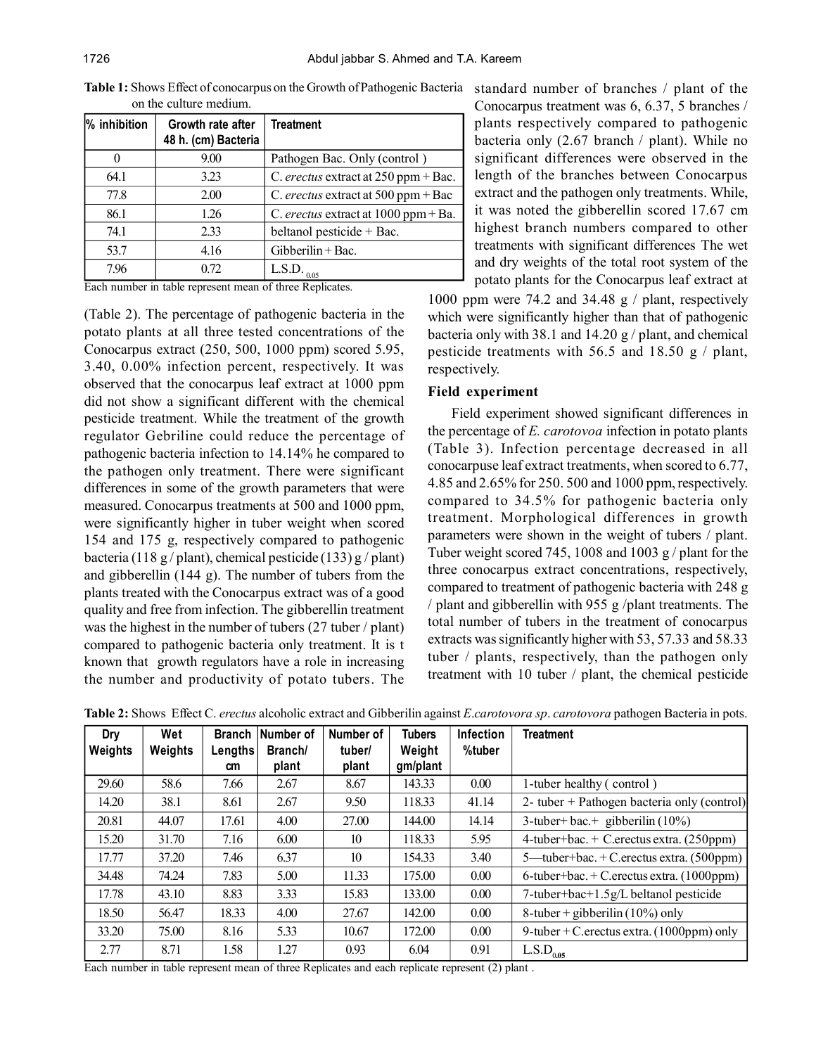**Table 1:** Shows Effect of conocarpus on the Growth of Pathogenic Bacteria on the culture medium.

| % inhibition | Growth rate after 48 h. (cm) Bacteria | Treatment |
|---|---|---|
| 0 | 9.00 | Pathogen Bac. Only (control ) |
| 64.1 | 3.23 | C. *erectus* extract at 250 ppm + Bac. |
| 77.8 | 2.00 | C. *erectus* extract at 500 ppm + Bac |
| 86.1 | 1.26 | C. *erectus* extract at 1000 ppm + Ba. |
| 74.1 | 2.33 | beltanol pesticide + Bac. |
| 53.7 | 4.16 | Gibberilin + Bac. |
| 7.96 | 0.72 | L.S.D. $_{0.05}$ |

Each number in table represent mean of three Replicates.

(Table 2). The percentage of pathogenic bacteria in the potato plants at all three tested concentrations of the Conocarpus extract (250, 500, 1000 ppm) scored 5.95, 3.40, 0.00% infection percent, respectively. It was observed that the conocarpus leaf extract at 1000 ppm did not show a significant different with the chemical pesticide treatment. While the treatment of the growth regulator Gebriline could reduce the percentage of pathogenic bacteria infection to 14.14% he compared to the pathogen only treatment. There were significant differences in some of the growth parameters that were measured. Conocarpus treatments at 500 and 1000 ppm, were significantly higher in tuber weight when scored 154 and 175 g, respectively compared to pathogenic bacteria (118 g / plant), chemical pesticide (133) g / plant) and gibberellin (144 g). The number of tubers from the plants treated with the Conocarpus extract was of a good quality and free from infection. The gibberellin treatment was the highest in the number of tubers (27 tuber / plant) compared to pathogenic bacteria only treatment. It is t known that growth regulators have a role in increasing the number and productivity of potato tubers. The standard number of branches / plant of the Conocarpus treatment was 6, 6.37, 5 branches / plants respectively compared to pathogenic bacteria only (2.67 branch / plant). While no significant differences were observed in the length of the branches between Conocarpus extract and the pathogen only treatments. While, it was noted the gibberellin scored 17.67 cm highest branch numbers compared to other treatments with significant differences The wet and dry weights of the total root system of the potato plants for the Conocarpus leaf extract at 1000 ppm were 74.2 and 34.48 g / plant, respectively which were significantly higher than that of pathogenic bacteria only with 38.1 and 14.20 g / plant, and chemical pesticide treatments with 56.5 and 18.50 g / plant, respectively.

### Field experiment

Field experiment showed significant differences in the percentage of *E. carotovoa* infection in potato plants (Table 3). Infection percentage decreased in all conocarpuse leaf extract treatments, when scored to 6.77, 4.85 and 2.65% for 250. 500 and 1000 ppm, respectively. compared to 34.5% for pathogenic bacteria only treatment. Morphological differences in growth parameters were shown in the weight of tubers / plant. Tuber weight scored 745, 1008 and 1003 g / plant for the three conocarpus extract concentrations, respectively, compared to treatment of pathogenic bacteria with 248 g / plant and gibberellin with 955 g /plant treatments. The total number of tubers in the treatment of conocarpus extracts was significantly higher with 53, 57.33 and 58.33 tuber / plants, respectively, than the pathogen only treatment with 10 tuber / plant, the chemical pesticide

**Table 2:** Shows Effect C. *erectus* alcoholic extract and Gibberilin against *E.carotovora sp*. *carotovora* pathogen Bacteria in pots.

| Dry Weights | Wet Weights | Branch Lengths cm | Number of Branch/ plant | Number of tuber/ plant | Tubers Weight gm/plant | Infection %tuber | Treatment |
|---|---|---|---|---|---|---|---|
| 29.60 | 58.6 | 7.66 | 2.67 | 8.67 | 143.33 | 0.00 | 1-tuber healthy ( control ) |
| 14.20 | 38.1 | 8.61 | 2.67 | 9.50 | 118.33 | 41.14 | 2- tuber + Pathogen bacteria only (control) |
| 20.81 | 44.07 | 17.61 | 4.00 | 27.00 | 144.00 | 14.14 | 3-tuber+ bac.+ gibberilin (10%) |
| 15.20 | 31.70 | 7.16 | 6.00 | 10 | 118.33 | 5.95 | 4-tuber+bac. + C.erectus extra. (250ppm) |
| 17.77 | 37.20 | 7.46 | 6.37 | 10 | 154.33 | 3.40 | 5—tuber+bac. + C.erectus extra. (500ppm) |
| 34.48 | 74.24 | 7.83 | 5.00 | 11.33 | 175.00 | 0.00 | 6-tuber+bac. + C.erectus extra. (1000ppm) |
| 17.78 | 43.10 | 8.83 | 3.33 | 15.83 | 133.00 | 0.00 | 7-tuber+bac+1.5g/L beltanol pesticide |
| 18.50 | 56.47 | 18.33 | 4.00 | 27.67 | 142.00 | 0.00 | 8-tuber + gibberilin (10%) only |
| 33.20 | 75.00 | 8.16 | 5.33 | 10.67 | 172.00 | 0.00 | 9-tuber + C.erectus extra. (1000ppm) only |
| 2.77 | 8.71 | 1.58 | 1.27 | 0.93 | 6.04 | 0.91 | L.S.D$_{0.05}$ |

Each number in table represent mean of three Replicates and each replicate represent (2) plant .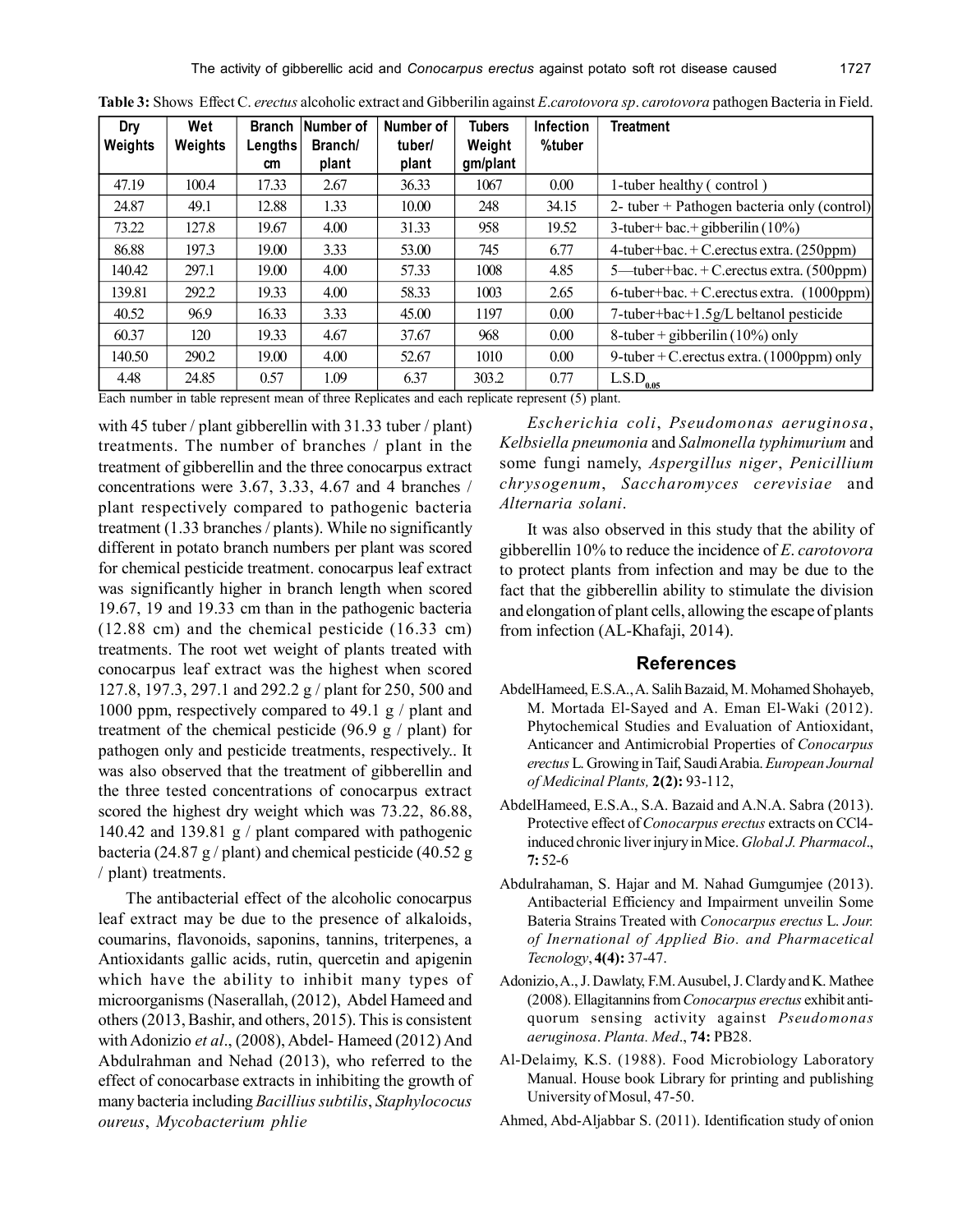**Table 3:** Shows Effect C. *erectus* alcoholic extract and Gibberilin against *E.carotovora sp*. *carotovora* pathogen Bacteria in Field.

| Dry Weights | Wet Weights | Branch Lengths cm | Number of Branch/ plant | Number of tuber/ plant | Tubers Weight gm/plant | Infection %tuber | Treatment |
|---|---|---|---|---|---|---|---|
| 47.19 | 100.4 | 17.33 | 2.67 | 36.33 | 1067 | 0.00 | 1-tuber healthy ( control ) |
| 24.87 | 49.1 | 12.88 | 1.33 | 10.00 | 248 | 34.15 | 2- tuber + Pathogen bacteria only (control) |
| 73.22 | 127.8 | 19.67 | 4.00 | 31.33 | 958 | 19.52 | 3-tuber+ bac.+ gibberilin (10%) |
| 86.88 | 197.3 | 19.00 | 3.33 | 53.00 | 745 | 6.77 | 4-tuber+bac. + C.erectus extra. (250ppm) |
| 140.42 | 297.1 | 19.00 | 4.00 | 57.33 | 1008 | 4.85 | 5—tuber+bac. + C.erectus extra. (500ppm) |
| 139.81 | 292.2 | 19.33 | 4.00 | 58.33 | 1003 | 2.65 | 6-tuber+bac. + C.erectus extra. (1000ppm) |
| 40.52 | 96.9 | 16.33 | 3.33 | 45.00 | 1197 | 0.00 | 7-tuber+bac+1.5g/L beltanol pesticide |
| 60.37 | 120 | 19.33 | 4.67 | 37.67 | 968 | 0.00 | 8-tuber + gibberilin (10%) only |
| 140.50 | 290.2 | 19.00 | 4.00 | 52.67 | 1010 | 0.00 | 9-tuber + C.erectus extra. (1000ppm) only |
| 4.48 | 24.85 | 0.57 | 1.09 | 6.37 | 303.2 | 0.77 | $L.S.D_{0.05}$ |

Each number in table represent mean of three Replicates and each replicate represent (5) plant.

with 45 tuber / plant gibberellin with 31.33 tuber / plant) treatments. The number of branches / plant in the treatment of gibberellin and the three conocarpus extract concentrations were 3.67, 3.33, 4.67 and 4 branches / plant respectively compared to pathogenic bacteria treatment (1.33 branches / plants). While no significantly different in potato branch numbers per plant was scored for chemical pesticide treatment. conocarpus leaf extract was significantly higher in branch length when scored 19.67, 19 and 19.33 cm than in the pathogenic bacteria (12.88 cm) and the chemical pesticide (16.33 cm) treatments. The root wet weight of plants treated with conocarpus leaf extract was the highest when scored 127.8, 197.3, 297.1 and 292.2 g / plant for 250, 500 and 1000 ppm, respectively compared to 49.1 g / plant and treatment of the chemical pesticide (96.9 g / plant) for pathogen only and pesticide treatments, respectively.. It was also observed that the treatment of gibberellin and the three tested concentrations of conocarpus extract scored the highest dry weight which was 73.22, 86.88, 140.42 and 139.81 g / plant compared with pathogenic bacteria (24.87 g / plant) and chemical pesticide (40.52 g / plant) treatments.

The antibacterial effect of the alcoholic conocarpus leaf extract may be due to the presence of alkaloids, coumarins, flavonoids, saponins, tannins, triterpenes, a Antioxidants gallic acids, rutin, quercetin and apigenin which have the ability to inhibit many types of microorganisms (Naserallah, (2012), Abdel Hameed and others (2013, Bashir, and others, 2015). This is consistent with Adonizio *et al*., (2008), Abdel- Hameed (2012) And Abdulrahman and Nehad (2013), who referred to the effect of conocarbase extracts in inhibiting the growth of many bacteria including *Bacillius subtilis*, *Staphylococus oureus*, *Mycobacterium phlie* *Escherichia coli*, *Pseudomonas aeruginosa*, *Kelbsiella pneumonia* and *Salmonella typhimurium* and some fungi namely, *Aspergillus niger*, *Penicillium chrysogenum*, *Saccharomyces cerevisiae* and *Alternaria solani*.

It was also observed in this study that the ability of gibberellin 10% to reduce the incidence of *E. carotovora* to protect plants from infection and may be due to the fact that the gibberellin ability to stimulate the division and elongation of plant cells, allowing the escape of plants from infection (AL-Khafaji, 2014).

## References

AbdelHameed, E.S.A., A. Salih Bazaid, M. Mohamed Shohayeb, M. Mortada El-Sayed and A. Eman El-Waki (2012). Phytochemical Studies and Evaluation of Antioxidant, Anticancer and Antimicrobial Properties of *Conocarpus erectus* L. Growing in Taif, Saudi Arabia. *European Journal of Medicinal Plants,* **2(2):** 93-112,

AbdelHameed, E.S.A., S.A. Bazaid and A.N.A. Sabra (2013). Protective effect of *Conocarpus erectus* extracts on CCl4-induced chronic liver injury in Mice. *Global J. Pharmacol*., **7:** 52-6

Abdulrahaman, S. Hajar and M. Nahad Gumgumjee (2013). Antibacterial Efficiency and Impairment unveilin Some Bateria Strains Treated with *Conocarpus erectus* L. *Jour. of Inernational of Applied Bio. and Pharmacetical Tecnology*, **4(4):** 37-47.

Adonizio, A., J. Dawlaty, F.M. Ausubel, J. Clardy and K. Mathee (2008). Ellagitannins from *Conocarpus erectus* exhibit anti-quorum sensing activity against *Pseudomonas aeruginosa*. *Planta. Med*., **74:** PB28.

Al-Delaimy, K.S. (1988). Food Microbiology Laboratory Manual. House book Library for printing and publishing University of Mosul, 47-50.

Ahmed, Abd-Aljabbar S. (2011). Identification study of onion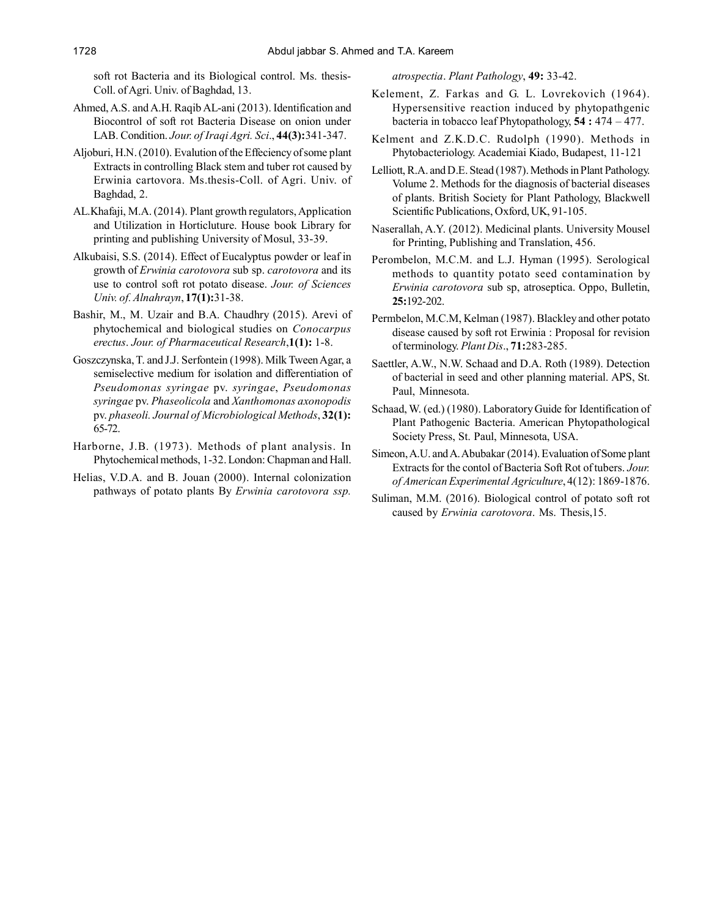soft rot Bacteria and its Biological control. Ms. thesis-Coll. of Agri. Univ. of Baghdad, 13.

Ahmed, A.S. and A.H. Raqib AL-ani (2013). Identification and Biocontrol of soft rot Bacteria Disease on onion under LAB. Condition. *Jour. of Iraqi Agri. Sci*., **44(3):**341-347.

Aljoburi, H.N. (2010). Evalution of the Effeciency of some plant Extracts in controlling Black stem and tuber rot caused by Erwinia cartovora. Ms.thesis-Coll. of Agri. Univ. of Baghdad, 2.

AL.Khafaji, M.A. (2014). Plant growth regulators, Application and Utilization in Horticluture. House book Library for printing and publishing University of Mosul, 33-39.

Alkubaisi, S.S. (2014). Effect of Eucalyptus powder or leaf in growth of *Erwinia carotovora* sub sp. *carotovora* and its use to control soft rot potato disease. *Jour. of Sciences Univ. of. Alnahrayn*, **17(1):**31-38.

Bashir, M., M. Uzair and B.A. Chaudhry (2015). Arevi of phytochemical and biological studies on *Conocarpus erectus*. *Jour. of Pharmaceutical Research*,**1(1):** 1-8.

Goszczynska, T. and J.J. Serfontein (1998). Milk Tween Agar, a semiselective medium for isolation and differentiation of *Pseudomonas syringae* pv. *syringae*, *Pseudomonas syringae* pv. *Phaseolicola* and *Xanthomonas axonopodis* pv. *phaseoli*. *Journal of Microbiological Methods*, **32(1):** 65-72.

Harborne, J.B. (1973). Methods of plant analysis. In Phytochemical methods, 1-32. London: Chapman and Hall.

Helias, V.D.A. and B. Jouan (2000). Internal colonization pathways of potato plants By *Erwinia carotovora ssp. atrospectia*. *Plant Pathology*, **49:** 33-42.

Kelement, Z. Farkas and G. L. Lovrekovich (1964). Hypersensitive reaction induced by phytopathgenic bacteria in tobacco leaf Phytopathology, **54 :** 474 – 477.

Kelment and Z.K.D.C. Rudolph (1990). Methods in Phytobacteriology. Academiai Kiado, Budapest, 11-121

Lelliott, R.A. and D.E. Stead (1987). Methods in Plant Pathology. Volume 2. Methods for the diagnosis of bacterial diseases of plants. British Society for Plant Pathology, Blackwell Scientific Publications, Oxford, UK, 91-105.

Naserallah, A.Y. (2012). Medicinal plants. University Mousel for Printing, Publishing and Translation, 456.

Perombelon, M.C.M. and L.J. Hyman (1995). Serological methods to quantity potato seed contamination by *Erwinia carotovora* sub sp, atroseptica. Oppo, Bulletin, **25:**192-202.

Permbelon, M.C.M, Kelman (1987). Blackley and other potato disease caused by soft rot Erwinia : Proposal for revision of terminology. *Plant Dis*., **71:**283-285.

Saettler, A.W., N.W. Schaad and D.A. Roth (1989). Detection of bacterial in seed and other planning material. APS, St. Paul, Minnesota.

Schaad, W. (ed.) (1980). Laboratory Guide for Identification of Plant Pathogenic Bacteria. American Phytopathological Society Press, St. Paul, Minnesota, USA.

Simeon, A.U. and A. Abubakar (2014). Evaluation of Some plant Extracts for the contol of Bacteria Soft Rot of tubers. *Jour. of American Experimental Agriculture*, 4(12): 1869-1876.

Suliman, M.M. (2016). Biological control of potato soft rot caused by *Erwinia carotovora*. Ms. Thesis,15.